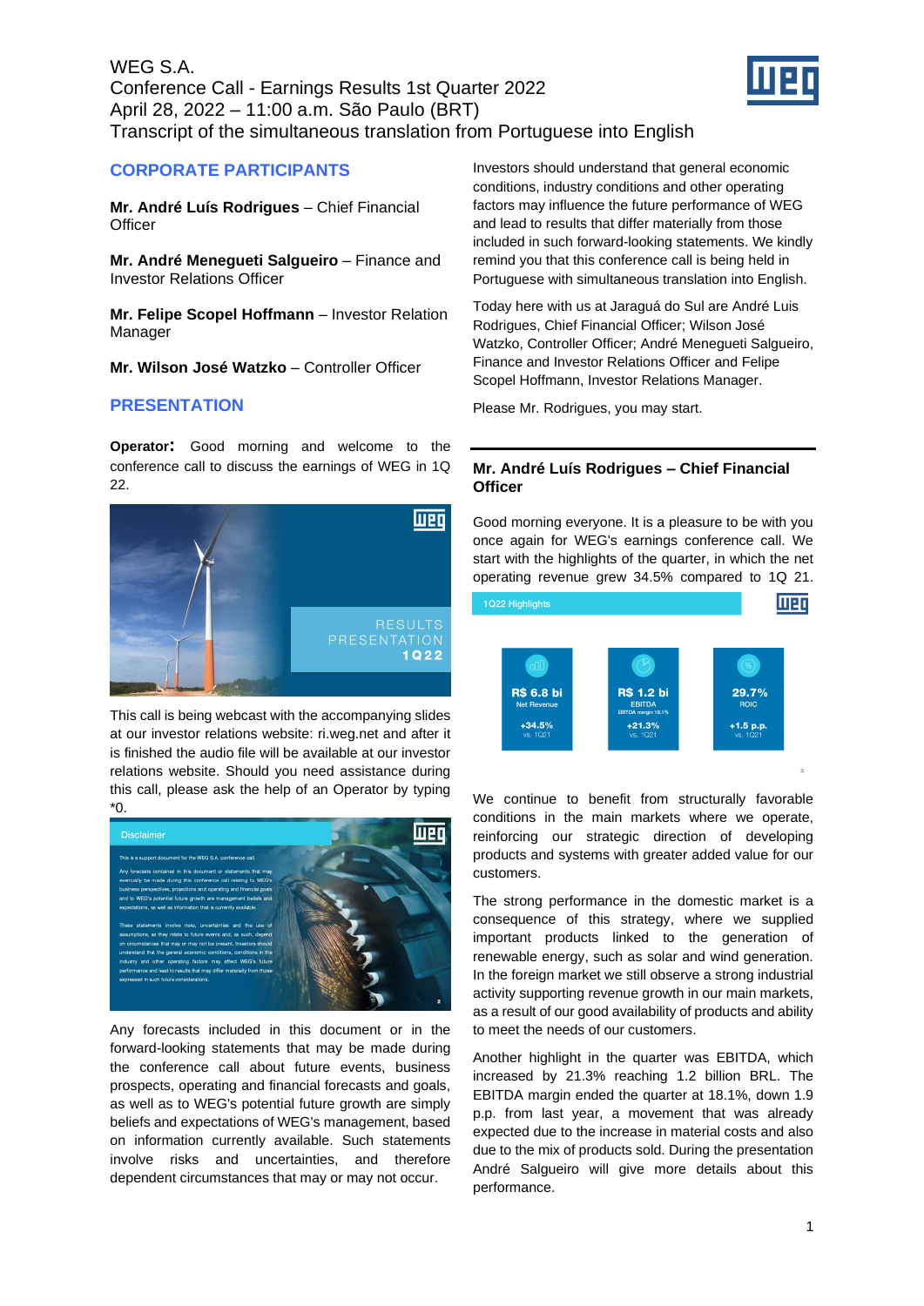WEG S.A.
Conference Call - Earnings Results 1st Quarter 2022
April 28, 2022 – 11:00 a.m. São Paulo (BRT)
Transcript of the simultaneous translation from Portuguese into English

## CORPORATE PARTICIPANTS

**Mr. André Luís Rodrigues** – Chief Financial Officer

**Mr. André Menegueti Salgueiro** – Finance and Investor Relations Officer

**Mr. Felipe Scopel Hoffmann** – Investor Relation Manager

**Mr. Wilson José Watzko** – Controller Officer

## PRESENTATION

**Operator:** Good morning and welcome to the conference call to discuss the earnings of WEG in 1Q 22.

This call is being webcast with the accompanying slides at our investor relations website: ri.weg.net and after it is finished the audio file will be available at our investor relations website. Should you need assistance during this call, please ask the help of an Operator by typing *0.

Any forecasts included in this document or in the forward-looking statements that may be made during the conference call about future events, business prospects, operating and financial forecasts and goals, as well as to WEG's potential future growth are simply beliefs and expectations of WEG's management, based on information currently available. Such statements involve risks and uncertainties, and therefore dependent circumstances that may or may not occur.

Investors should understand that general economic conditions, industry conditions and other operating factors may influence the future performance of WEG and lead to results that differ materially from those included in such forward-looking statements. We kindly remind you that this conference call is being held in Portuguese with simultaneous translation into English.

Today here with us at Jaraguá do Sul are André Luis Rodrigues, Chief Financial Officer; Wilson José Watzko, Controller Officer; André Menegueti Salgueiro, Finance and Investor Relations Officer and Felipe Scopel Hoffmann, Investor Relations Manager.

Please Mr. Rodrigues, you may start.

### Mr. André Luís Rodrigues – Chief Financial Officer

Good morning everyone. It is a pleasure to be with you once again for WEG's earnings conference call. We start with the highlights of the quarter, in which the net operating revenue grew 34.5% compared to 1Q 21.

We continue to benefit from structurally favorable conditions in the main markets where we operate, reinforcing our strategic direction of developing products and systems with greater added value for our customers.

The strong performance in the domestic market is a consequence of this strategy, where we supplied important products linked to the generation of renewable energy, such as solar and wind generation. In the foreign market we still observe a strong industrial activity supporting revenue growth in our main markets, as a result of our good availability of products and ability to meet the needs of our customers.

Another highlight in the quarter was EBITDA, which increased by 21.3% reaching 1.2 billion BRL. The EBITDA margin ended the quarter at 18.1%, down 1.9 p.p. from last year, a movement that was already expected due to the increase in material costs and also due to the mix of products sold. During the presentation André Salgueiro will give more details about this performance.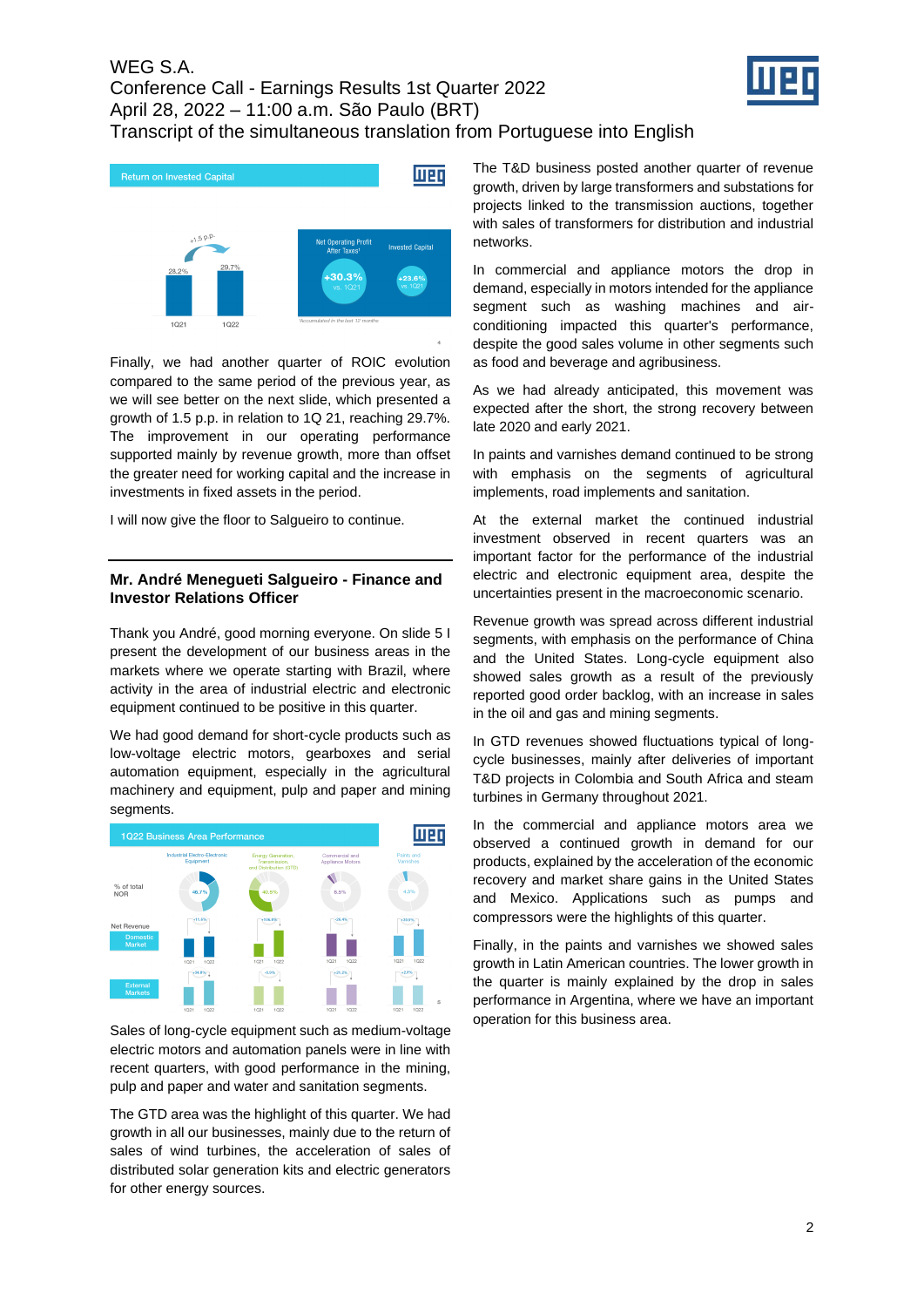Finally, we had another quarter of ROIC evolution compared to the same period of the previous year, as we will see better on the next slide, which presented a growth of 1.5 p.p. in relation to 1Q 21, reaching 29.7%. The improvement in our operating performance supported mainly by revenue growth, more than offset the greater need for working capital and the increase in investments in fixed assets in the period.

I will now give the floor to Salgueiro to continue.

### Mr. André Menegueti Salgueiro - Finance and Investor Relations Officer

Thank you André, good morning everyone. On slide 5 I present the development of our business areas in the markets where we operate starting with Brazil, where activity in the area of industrial electric and electronic equipment continued to be positive in this quarter.

We had good demand for short-cycle products such as low-voltage electric motors, gearboxes and serial automation equipment, especially in the agricultural machinery and equipment, pulp and paper and mining segments.

Sales of long-cycle equipment such as medium-voltage electric motors and automation panels were in line with recent quarters, with good performance in the mining, pulp and paper and water and sanitation segments.

The GTD area was the highlight of this quarter. We had growth in all our businesses, mainly due to the return of sales of wind turbines, the acceleration of sales of distributed solar generation kits and electric generators for other energy sources.

The T&D business posted another quarter of revenue growth, driven by large transformers and substations for projects linked to the transmission auctions, together with sales of transformers for distribution and industrial networks.

In commercial and appliance motors the drop in demand, especially in motors intended for the appliance segment such as washing machines and air-conditioning impacted this quarter's performance, despite the good sales volume in other segments such as food and beverage and agribusiness.

As we had already anticipated, this movement was expected after the short, the strong recovery between late 2020 and early 2021.

In paints and varnishes demand continued to be strong with emphasis on the segments of agricultural implements, road implements and sanitation.

At the external market the continued industrial investment observed in recent quarters was an important factor for the performance of the industrial electric and electronic equipment area, despite the uncertainties present in the macroeconomic scenario.

Revenue growth was spread across different industrial segments, with emphasis on the performance of China and the United States. Long-cycle equipment also showed sales growth as a result of the previously reported good order backlog, with an increase in sales in the oil and gas and mining segments.

In GTD revenues showed fluctuations typical of long-cycle businesses, mainly after deliveries of important T&D projects in Colombia and South Africa and steam turbines in Germany throughout 2021.

In the commercial and appliance motors area we observed a continued growth in demand for our products, explained by the acceleration of the economic recovery and market share gains in the United States and Mexico. Applications such as pumps and compressors were the highlights of this quarter.

Finally, in the paints and varnishes we showed sales growth in Latin American countries. The lower growth in the quarter is mainly explained by the drop in sales performance in Argentina, where we have an important operation for this business area.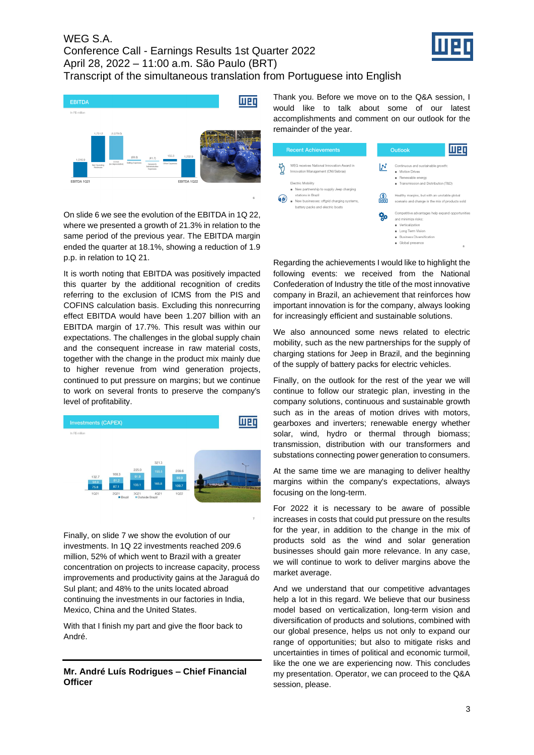On slide 6 we see the evolution of the EBITDA in 1Q 22, where we presented a growth of 21.3% in relation to the same period of the previous year. The EBITDA margin ended the quarter at 18.1%, showing a reduction of 1.9 p.p. in relation to 1Q 21.

It is worth noting that EBITDA was positively impacted this quarter by the additional recognition of credits referring to the exclusion of ICMS from the PIS and COFINS calculation basis. Excluding this nonrecurring effect EBITDA would have been 1.207 billion with an EBITDA margin of 17.7%. This result was within our expectations. The challenges in the global supply chain and the consequent increase in raw material costs, together with the change in the product mix mainly due to higher revenue from wind generation projects, continued to put pressure on margins; but we continue to work on several fronts to preserve the company's level of profitability.

Finally, on slide 7 we show the evolution of our investments. In 1Q 22 investments reached 209.6 million, 52% of which went to Brazil with a greater concentration on projects to increase capacity, process improvements and productivity gains at the Jaraguá do Sul plant; and 48% to the units located abroad continuing the investments in our factories in India, Mexico, China and the United States.

With that I finish my part and give the floor back to André.

**Mr. André Luís Rodrigues – Chief Financial Officer**

Thank you. Before we move on to the Q&A session, I would like to talk about some of our latest accomplishments and comment on our outlook for the remainder of the year.

Regarding the achievements I would like to highlight the following events: we received from the National Confederation of Industry the title of the most innovative company in Brazil, an achievement that reinforces how important innovation is for the company, always looking for increasingly efficient and sustainable solutions.

We also announced some news related to electric mobility, such as the new partnerships for the supply of charging stations for Jeep in Brazil, and the beginning of the supply of battery packs for electric vehicles.

Finally, on the outlook for the rest of the year we will continue to follow our strategic plan, investing in the company solutions, continuous and sustainable growth such as in the areas of motion drives with motors, gearboxes and inverters; renewable energy whether solar, wind, hydro or thermal through biomass; transmission, distribution with our transformers and substations connecting power generation to consumers.

At the same time we are managing to deliver healthy margins within the company's expectations, always focusing on the long-term.

For 2022 it is necessary to be aware of possible increases in costs that could put pressure on the results for the year, in addition to the change in the mix of products sold as the wind and solar generation businesses should gain more relevance. In any case, we will continue to work to deliver margins above the market average.

And we understand that our competitive advantages help a lot in this regard. We believe that our business model based on verticalization, long-term vision and diversification of products and solutions, combined with our global presence, helps us not only to expand our range of opportunities; but also to mitigate risks and uncertainties in times of political and economic turmoil, like the one we are experiencing now. This concludes my presentation. Operator, we can proceed to the Q&A session, please.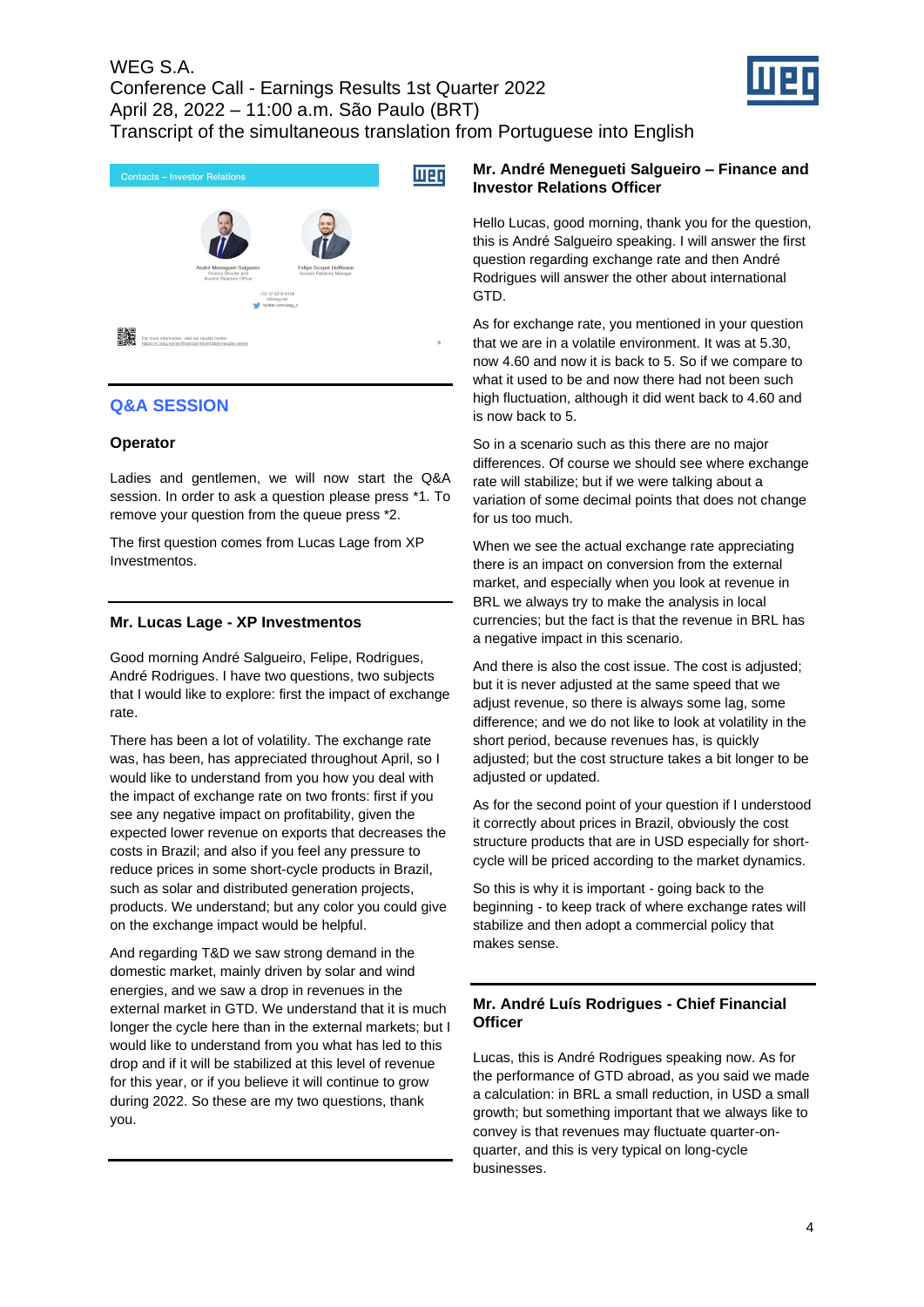## Q&A SESSION

**Operator**

Ladies and gentlemen, we will now start the Q&A session. In order to ask a question please press *1. To remove your question from the queue press *2.

The first question comes from Lucas Lage from XP Investmentos.

**Mr. Lucas Lage - XP Investmentos**

Good morning André Salgueiro, Felipe, Rodrigues, André Rodrigues. I have two questions, two subjects that I would like to explore: first the impact of exchange rate.

There has been a lot of volatility. The exchange rate was, has been, has appreciated throughout April, so I would like to understand from you how you deal with the impact of exchange rate on two fronts: first if you see any negative impact on profitability, given the expected lower revenue on exports that decreases the costs in Brazil; and also if you feel any pressure to reduce prices in some short-cycle products in Brazil, such as solar and distributed generation projects, products. We understand; but any color you could give on the exchange impact would be helpful.

And regarding T&D we saw strong demand in the domestic market, mainly driven by solar and wind energies, and we saw a drop in revenues in the external market in GTD. We understand that it is much longer the cycle here than in the external markets; but I would like to understand from you what has led to this drop and if it will be stabilized at this level of revenue for this year, or if you believe it will continue to grow during 2022. So these are my two questions, thank you.

**Mr. André Menegueti Salgueiro – Finance and Investor Relations Officer**

Hello Lucas, good morning, thank you for the question, this is André Salgueiro speaking. I will answer the first question regarding exchange rate and then André Rodrigues will answer the other about international GTD.

As for exchange rate, you mentioned in your question that we are in a volatile environment. It was at 5.30, now 4.60 and now it is back to 5. So if we compare to what it used to be and now there had not been such high fluctuation, although it did went back to 4.60 and is now back to 5.

So in a scenario such as this there are no major differences. Of course we should see where exchange rate will stabilize; but if we were talking about a variation of some decimal points that does not change for us too much.

When we see the actual exchange rate appreciating there is an impact on conversion from the external market, and especially when you look at revenue in BRL we always try to make the analysis in local currencies; but the fact is that the revenue in BRL has a negative impact in this scenario.

And there is also the cost issue. The cost is adjusted; but it is never adjusted at the same speed that we adjust revenue, so there is always some lag, some difference; and we do not like to look at volatility in the short period, because revenues has, is quickly adjusted; but the cost structure takes a bit longer to be adjusted or updated.

As for the second point of your question if I understood it correctly about prices in Brazil, obviously the cost structure products that are in USD especially for short-cycle will be priced according to the market dynamics.

So this is why it is important - going back to the beginning - to keep track of where exchange rates will stabilize and then adopt a commercial policy that makes sense.

**Mr. André Luís Rodrigues - Chief Financial Officer**

Lucas, this is André Rodrigues speaking now. As for the performance of GTD abroad, as you said we made a calculation: in BRL a small reduction, in USD a small growth; but something important that we always like to convey is that revenues may fluctuate quarter-on-quarter, and this is very typical on long-cycle businesses.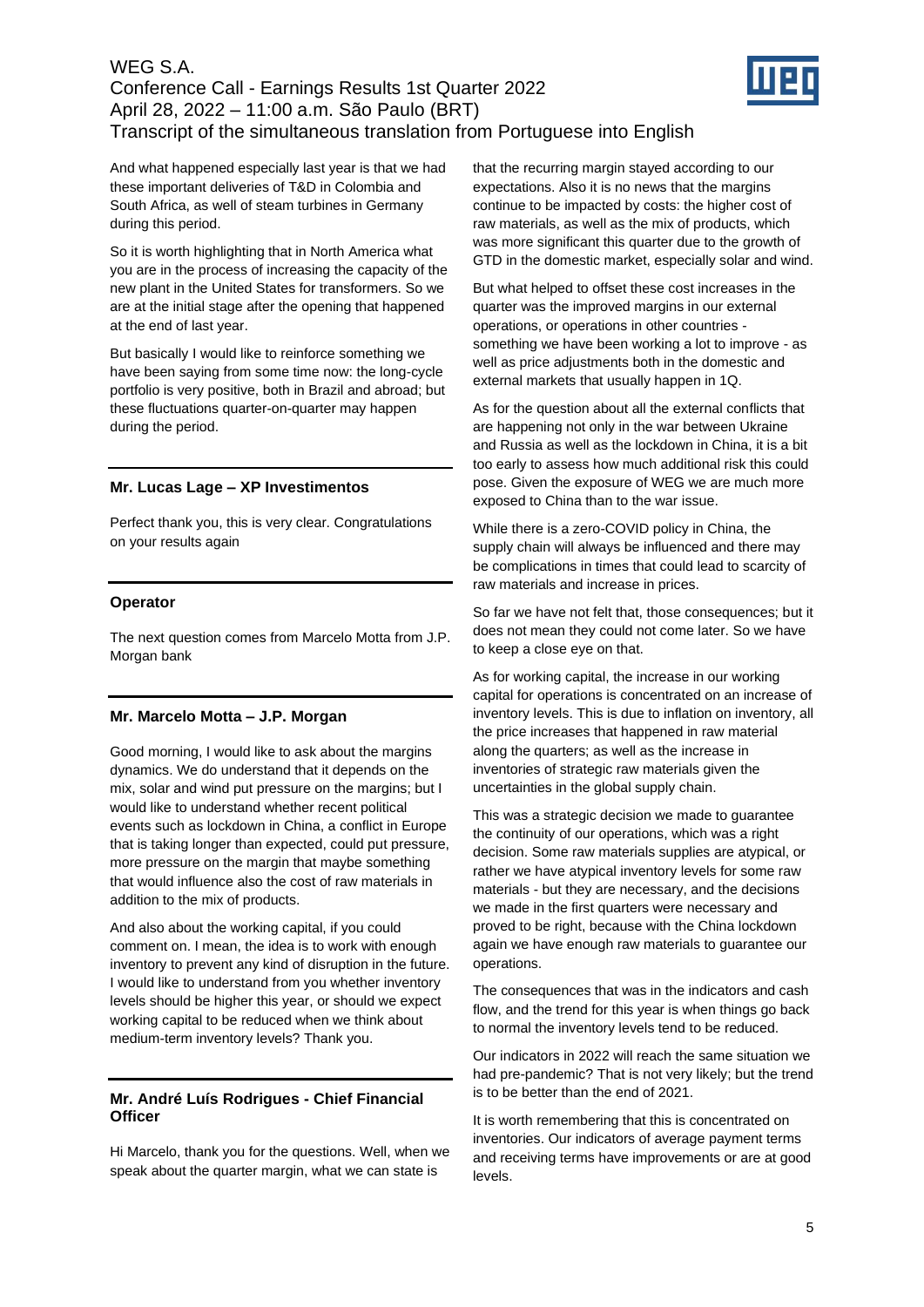And what happened especially last year is that we had these important deliveries of T&D in Colombia and South Africa, as well of steam turbines in Germany during this period.

So it is worth highlighting that in North America what you are in the process of increasing the capacity of the new plant in the United States for transformers. So we are at the initial stage after the opening that happened at the end of last year.

But basically I would like to reinforce something we have been saying from some time now: the long-cycle portfolio is very positive, both in Brazil and abroad; but these fluctuations quarter-on-quarter may happen during the period.

---

**Mr. Lucas Lage – XP Investimentos**

Perfect thank you, this is very clear. Congratulations on your results again

---

**Operator**

The next question comes from Marcelo Motta from J.P. Morgan bank

---

**Mr. Marcelo Motta – J.P. Morgan**

Good morning, I would like to ask about the margins dynamics. We do understand that it depends on the mix, solar and wind put pressure on the margins; but I would like to understand whether recent political events such as lockdown in China, a conflict in Europe that is taking longer than expected, could put pressure, more pressure on the margin that maybe something that would influence also the cost of raw materials in addition to the mix of products.

And also about the working capital, if you could comment on. I mean, the idea is to work with enough inventory to prevent any kind of disruption in the future. I would like to understand from you whether inventory levels should be higher this year, or should we expect working capital to be reduced when we think about medium-term inventory levels? Thank you.

---

**Mr. André Luís Rodrigues - Chief Financial Officer**

Hi Marcelo, thank you for the questions. Well, when we speak about the quarter margin, what we can state is that the recurring margin stayed according to our expectations. Also it is no news that the margins continue to be impacted by costs: the higher cost of raw materials, as well as the mix of products, which was more significant this quarter due to the growth of GTD in the domestic market, especially solar and wind.

But what helped to offset these cost increases in the quarter was the improved margins in our external operations, or operations in other countries - something we have been working a lot to improve - as well as price adjustments both in the domestic and external markets that usually happen in 1Q.

As for the question about all the external conflicts that are happening not only in the war between Ukraine and Russia as well as the lockdown in China, it is a bit too early to assess how much additional risk this could pose. Given the exposure of WEG we are much more exposed to China than to the war issue.

While there is a zero-COVID policy in China, the supply chain will always be influenced and there may be complications in times that could lead to scarcity of raw materials and increase in prices.

So far we have not felt that, those consequences; but it does not mean they could not come later. So we have to keep a close eye on that.

As for working capital, the increase in our working capital for operations is concentrated on an increase of inventory levels. This is due to inflation on inventory, all the price increases that happened in raw material along the quarters; as well as the increase in inventories of strategic raw materials given the uncertainties in the global supply chain.

This was a strategic decision we made to guarantee the continuity of our operations, which was a right decision. Some raw materials supplies are atypical, or rather we have atypical inventory levels for some raw materials - but they are necessary, and the decisions we made in the first quarters were necessary and proved to be right, because with the China lockdown again we have enough raw materials to guarantee our operations.

The consequences that was in the indicators and cash flow, and the trend for this year is when things go back to normal the inventory levels tend to be reduced.

Our indicators in 2022 will reach the same situation we had pre-pandemic? That is not very likely; but the trend is to be better than the end of 2021.

It is worth remembering that this is concentrated on inventories. Our indicators of average payment terms and receiving terms have improvements or are at good levels.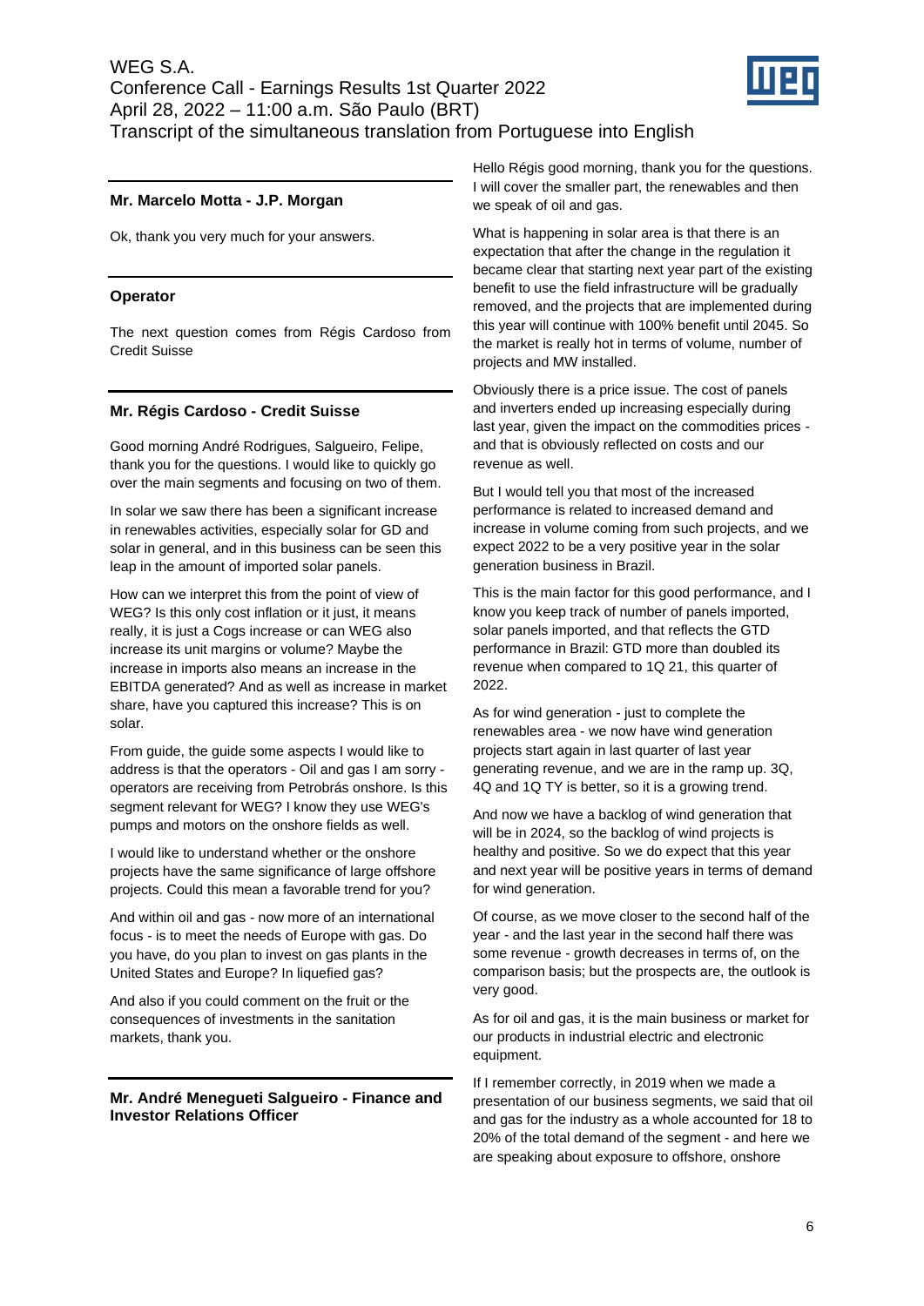**Mr. Marcelo Motta - J.P. Morgan**

Ok, thank you very much for your answers.

**Operator**

The next question comes from Régis Cardoso from Credit Suisse

**Mr. Régis Cardoso - Credit Suisse**

Good morning André Rodrigues, Salgueiro, Felipe, thank you for the questions. I would like to quickly go over the main segments and focusing on two of them.

In solar we saw there has been a significant increase in renewables activities, especially solar for GD and solar in general, and in this business can be seen this leap in the amount of imported solar panels.

How can we interpret this from the point of view of WEG? Is this only cost inflation or it just, it means really, it is just a Cogs increase or can WEG also increase its unit margins or volume? Maybe the increase in imports also means an increase in the EBITDA generated? And as well as increase in market share, have you captured this increase? This is on solar.

From guide, the guide some aspects I would like to address is that the operators - Oil and gas I am sorry - operators are receiving from Petrobrás onshore. Is this segment relevant for WEG? I know they use WEG's pumps and motors on the onshore fields as well.

I would like to understand whether or the onshore projects have the same significance of large offshore projects. Could this mean a favorable trend for you?

And within oil and gas - now more of an international focus - is to meet the needs of Europe with gas. Do you have, do you plan to invest on gas plants in the United States and Europe? In liquefied gas?

And also if you could comment on the fruit or the consequences of investments in the sanitation markets, thank you.

**Mr. André Menegueti Salgueiro - Finance and Investor Relations Officer**

Hello Régis good morning, thank you for the questions. I will cover the smaller part, the renewables and then we speak of oil and gas.

What is happening in solar area is that there is an expectation that after the change in the regulation it became clear that starting next year part of the existing benefit to use the field infrastructure will be gradually removed, and the projects that are implemented during this year will continue with 100% benefit until 2045. So the market is really hot in terms of volume, number of projects and MW installed.

Obviously there is a price issue. The cost of panels and inverters ended up increasing especially during last year, given the impact on the commodities prices - and that is obviously reflected on costs and our revenue as well.

But I would tell you that most of the increased performance is related to increased demand and increase in volume coming from such projects, and we expect 2022 to be a very positive year in the solar generation business in Brazil.

This is the main factor for this good performance, and I know you keep track of number of panels imported, solar panels imported, and that reflects the GTD performance in Brazil: GTD more than doubled its revenue when compared to 1Q 21, this quarter of 2022.

As for wind generation - just to complete the renewables area - we now have wind generation projects start again in last quarter of last year generating revenue, and we are in the ramp up. 3Q, 4Q and 1Q TY is better, so it is a growing trend.

And now we have a backlog of wind generation that will be in 2024, so the backlog of wind projects is healthy and positive. So we do expect that this year and next year will be positive years in terms of demand for wind generation.

Of course, as we move closer to the second half of the year - and the last year in the second half there was some revenue - growth decreases in terms of, on the comparison basis; but the prospects are, the outlook is very good.

As for oil and gas, it is the main business or market for our products in industrial electric and electronic equipment.

If I remember correctly, in 2019 when we made a presentation of our business segments, we said that oil and gas for the industry as a whole accounted for 18 to 20% of the total demand of the segment - and here we are speaking about exposure to offshore, onshore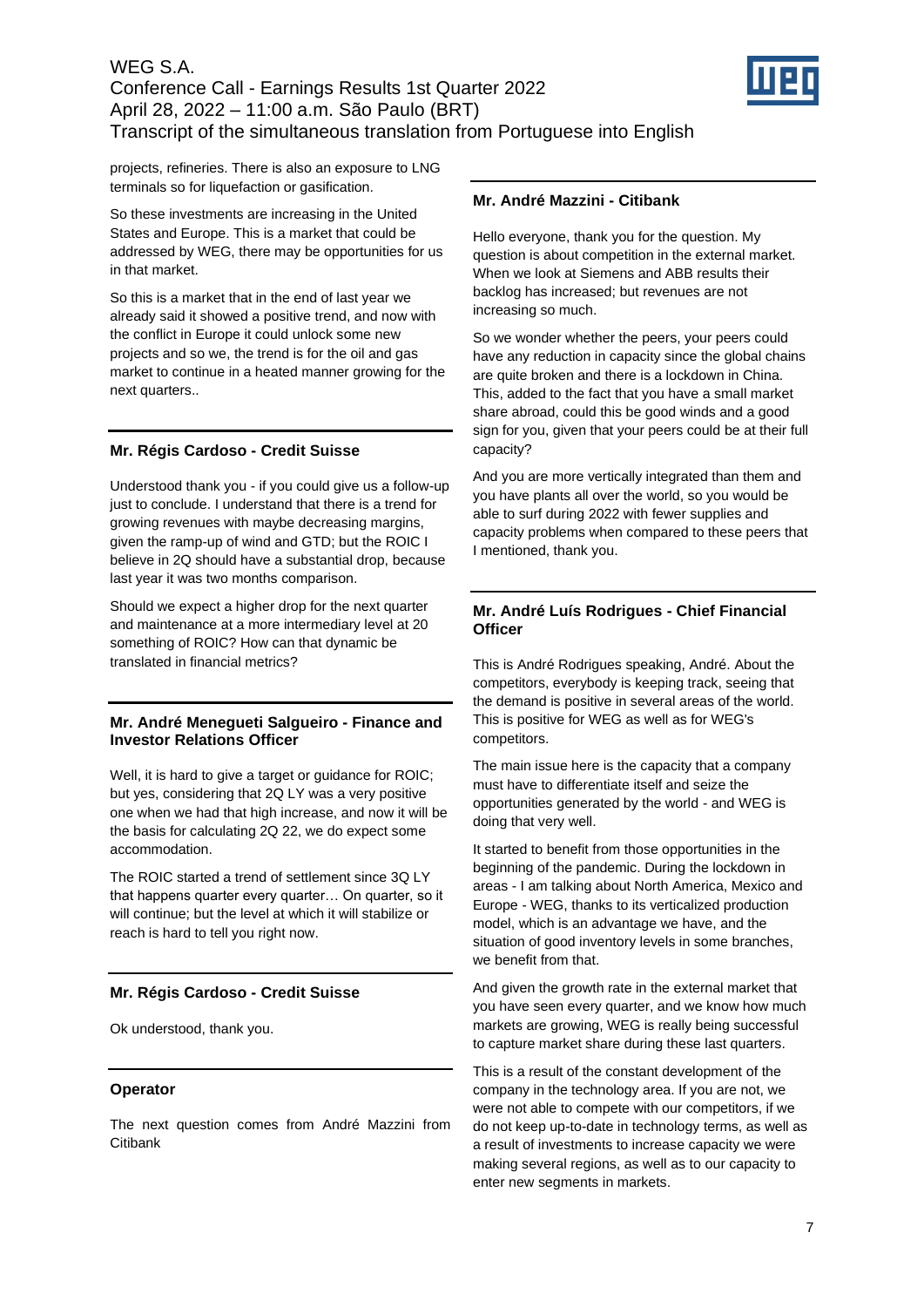projects, refineries. There is also an exposure to LNG terminals so for liquefaction or gasification.

So these investments are increasing in the United States and Europe. This is a market that could be addressed by WEG, there may be opportunities for us in that market.

So this is a market that in the end of last year we already said it showed a positive trend, and now with the conflict in Europe it could unlock some new projects and so we, the trend is for the oil and gas market to continue in a heated manner growing for the next quarters..

**Mr. Régis Cardoso - Credit Suisse**

Understood thank you - if you could give us a follow-up just to conclude. I understand that there is a trend for growing revenues with maybe decreasing margins, given the ramp-up of wind and GTD; but the ROIC I believe in 2Q should have a substantial drop, because last year it was two months comparison.

Should we expect a higher drop for the next quarter and maintenance at a more intermediary level at 20 something of ROIC? How can that dynamic be translated in financial metrics?

**Mr. André Menegueti Salgueiro - Finance and Investor Relations Officer**

Well, it is hard to give a target or guidance for ROIC; but yes, considering that 2Q LY was a very positive one when we had that high increase, and now it will be the basis for calculating 2Q 22, we do expect some accommodation.

The ROIC started a trend of settlement since 3Q LY that happens quarter every quarter… On quarter, so it will continue; but the level at which it will stabilize or reach is hard to tell you right now.

**Mr. Régis Cardoso - Credit Suisse**

Ok understood, thank you.

**Operator**

The next question comes from André Mazzini from Citibank

**Mr. André Mazzini - Citibank**

Hello everyone, thank you for the question. My question is about competition in the external market. When we look at Siemens and ABB results their backlog has increased; but revenues are not increasing so much.

So we wonder whether the peers, your peers could have any reduction in capacity since the global chains are quite broken and there is a lockdown in China. This, added to the fact that you have a small market share abroad, could this be good winds and a good sign for you, given that your peers could be at their full capacity?

And you are more vertically integrated than them and you have plants all over the world, so you would be able to surf during 2022 with fewer supplies and capacity problems when compared to these peers that I mentioned, thank you.

**Mr. André Luís Rodrigues - Chief Financial Officer**

This is André Rodrigues speaking, André. About the competitors, everybody is keeping track, seeing that the demand is positive in several areas of the world. This is positive for WEG as well as for WEG's competitors.

The main issue here is the capacity that a company must have to differentiate itself and seize the opportunities generated by the world - and WEG is doing that very well.

It started to benefit from those opportunities in the beginning of the pandemic. During the lockdown in areas - I am talking about North America, Mexico and Europe - WEG, thanks to its verticalized production model, which is an advantage we have, and the situation of good inventory levels in some branches, we benefit from that.

And given the growth rate in the external market that you have seen every quarter, and we know how much markets are growing, WEG is really being successful to capture market share during these last quarters.

This is a result of the constant development of the company in the technology area. If you are not, we were not able to compete with our competitors, if we do not keep up-to-date in technology terms, as well as a result of investments to increase capacity we were making several regions, as well as to our capacity to enter new segments in markets.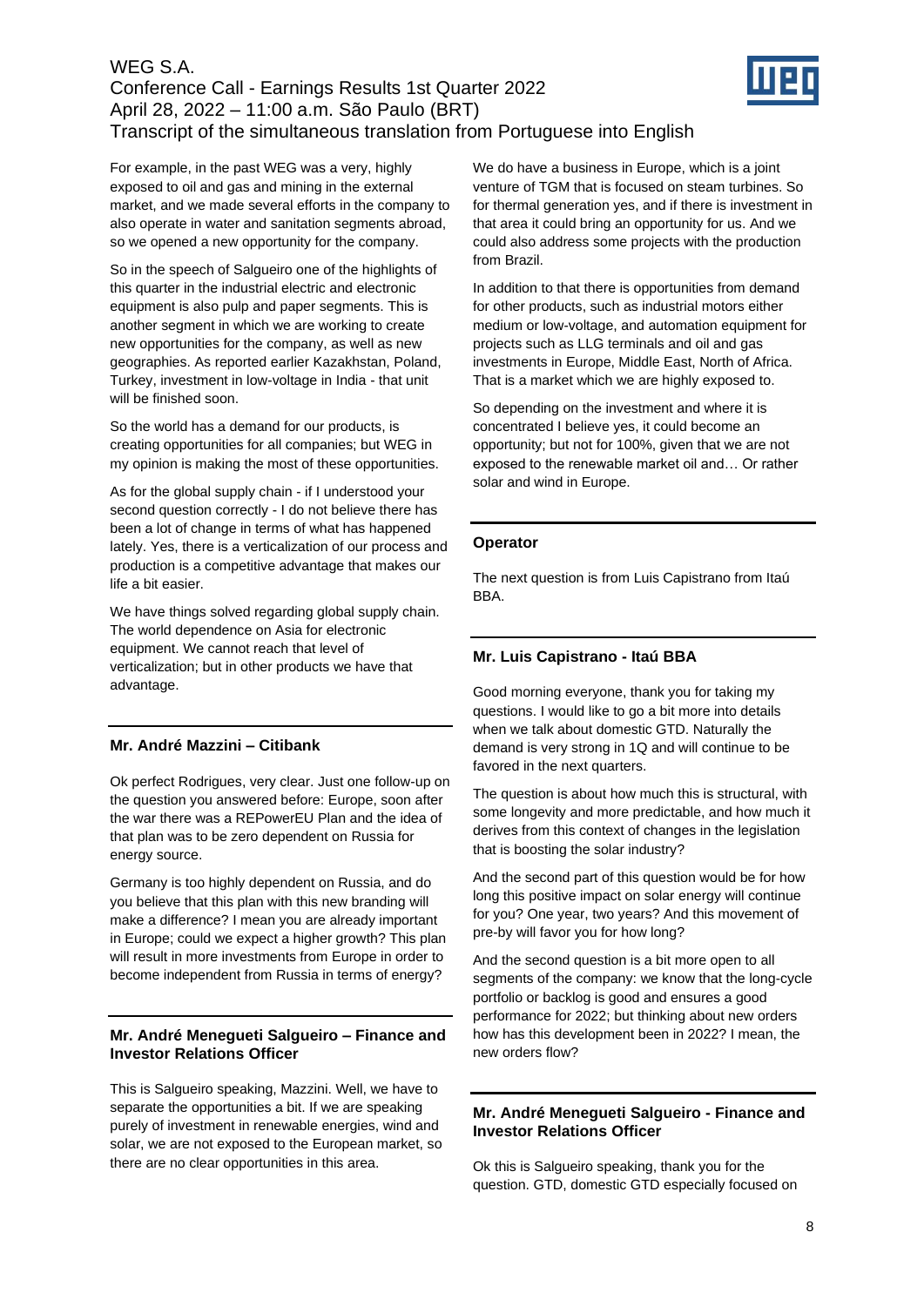For example, in the past WEG was a very, highly exposed to oil and gas and mining in the external market, and we made several efforts in the company to also operate in water and sanitation segments abroad, so we opened a new opportunity for the company.

So in the speech of Salgueiro one of the highlights of this quarter in the industrial electric and electronic equipment is also pulp and paper segments. This is another segment in which we are working to create new opportunities for the company, as well as new geographies. As reported earlier Kazakhstan, Poland, Turkey, investment in low-voltage in India - that unit will be finished soon.

So the world has a demand for our products, is creating opportunities for all companies; but WEG in my opinion is making the most of these opportunities.

As for the global supply chain - if I understood your second question correctly - I do not believe there has been a lot of change in terms of what has happened lately. Yes, there is a verticalization of our process and production is a competitive advantage that makes our life a bit easier.

We have things solved regarding global supply chain. The world dependence on Asia for electronic equipment. We cannot reach that level of verticalization; but in other products we have that advantage.

**Mr. André Mazzini – Citibank**

Ok perfect Rodrigues, very clear. Just one follow-up on the question you answered before: Europe, soon after the war there was a REPowerEU Plan and the idea of that plan was to be zero dependent on Russia for energy source.

Germany is too highly dependent on Russia, and do you believe that this plan with this new branding will make a difference? I mean you are already important in Europe; could we expect a higher growth? This plan will result in more investments from Europe in order to become independent from Russia in terms of energy?

**Mr. André Menegueti Salgueiro – Finance and Investor Relations Officer**

This is Salgueiro speaking, Mazzini. Well, we have to separate the opportunities a bit. If we are speaking purely of investment in renewable energies, wind and solar, we are not exposed to the European market, so there are no clear opportunities in this area.

We do have a business in Europe, which is a joint venture of TGM that is focused on steam turbines. So for thermal generation yes, and if there is investment in that area it could bring an opportunity for us. And we could also address some projects with the production from Brazil.

In addition to that there is opportunities from demand for other products, such as industrial motors either medium or low-voltage, and automation equipment for projects such as LLG terminals and oil and gas investments in Europe, Middle East, North of Africa. That is a market which we are highly exposed to.

So depending on the investment and where it is concentrated I believe yes, it could become an opportunity; but not for 100%, given that we are not exposed to the renewable market oil and… Or rather solar and wind in Europe.

**Operator**

The next question is from Luis Capistrano from Itaú BBA.

**Mr. Luis Capistrano - Itaú BBA**

Good morning everyone, thank you for taking my questions. I would like to go a bit more into details when we talk about domestic GTD. Naturally the demand is very strong in 1Q and will continue to be favored in the next quarters.

The question is about how much this is structural, with some longevity and more predictable, and how much it derives from this context of changes in the legislation that is boosting the solar industry?

And the second part of this question would be for how long this positive impact on solar energy will continue for you? One year, two years? And this movement of pre-by will favor you for how long?

And the second question is a bit more open to all segments of the company: we know that the long-cycle portfolio or backlog is good and ensures a good performance for 2022; but thinking about new orders how has this development been in 2022? I mean, the new orders flow?

**Mr. André Menegueti Salgueiro - Finance and Investor Relations Officer**

Ok this is Salgueiro speaking, thank you for the question. GTD, domestic GTD especially focused on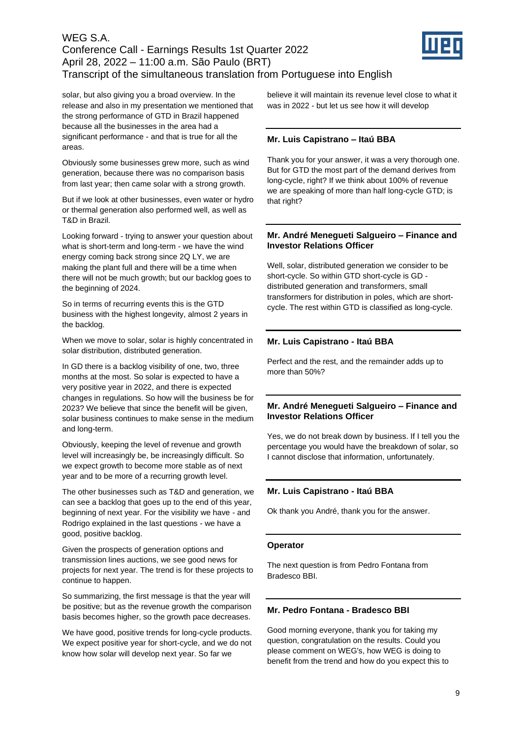solar, but also giving you a broad overview. In the release and also in my presentation we mentioned that the strong performance of GTD in Brazil happened because all the businesses in the area had a significant performance - and that is true for all the areas.

Obviously some businesses grew more, such as wind generation, because there was no comparison basis from last year; then came solar with a strong growth.

But if we look at other businesses, even water or hydro or thermal generation also performed well, as well as T&D in Brazil.

Looking forward - trying to answer your question about what is short-term and long-term - we have the wind energy coming back strong since 2Q LY, we are making the plant full and there will be a time when there will not be much growth; but our backlog goes to the beginning of 2024.

So in terms of recurring events this is the GTD business with the highest longevity, almost 2 years in the backlog.

When we move to solar, solar is highly concentrated in solar distribution, distributed generation.

In GD there is a backlog visibility of one, two, three months at the most. So solar is expected to have a very positive year in 2022, and there is expected changes in regulations. So how will the business be for 2023? We believe that since the benefit will be given, solar business continues to make sense in the medium and long-term.

Obviously, keeping the level of revenue and growth level will increasingly be, be increasingly difficult. So we expect growth to become more stable as of next year and to be more of a recurring growth level.

The other businesses such as T&D and generation, we can see a backlog that goes up to the end of this year, beginning of next year. For the visibility we have - and Rodrigo explained in the last questions - we have a good, positive backlog.

Given the prospects of generation options and transmission lines auctions, we see good news for projects for next year. The trend is for these projects to continue to happen.

So summarizing, the first message is that the year will be positive; but as the revenue growth the comparison basis becomes higher, so the growth pace decreases.

We have good, positive trends for long-cycle products. We expect positive year for short-cycle, and we do not know how solar will develop next year. So far we believe it will maintain its revenue level close to what it was in 2022 - but let us see how it will develop

**Mr. Luis Capistrano – Itaú BBA**

Thank you for your answer, it was a very thorough one. But for GTD the most part of the demand derives from long-cycle, right? If we think about 100% of revenue we are speaking of more than half long-cycle GTD; is that right?

**Mr. André Menegueti Salgueiro – Finance and Investor Relations Officer**

Well, solar, distributed generation we consider to be short-cycle. So within GTD short-cycle is GD - distributed generation and transformers, small transformers for distribution in poles, which are short-cycle. The rest within GTD is classified as long-cycle.

**Mr. Luis Capistrano - Itaú BBA**

Perfect and the rest, and the remainder adds up to more than 50%?

**Mr. André Menegueti Salgueiro – Finance and Investor Relations Officer**

Yes, we do not break down by business. If I tell you the percentage you would have the breakdown of solar, so I cannot disclose that information, unfortunately.

**Mr. Luis Capistrano - Itaú BBA**

Ok thank you André, thank you for the answer.

**Operator**

The next question is from Pedro Fontana from Bradesco BBI.

**Mr. Pedro Fontana - Bradesco BBI**

Good morning everyone, thank you for taking my question, congratulation on the results. Could you please comment on WEG's, how WEG is doing to benefit from the trend and how do you expect this to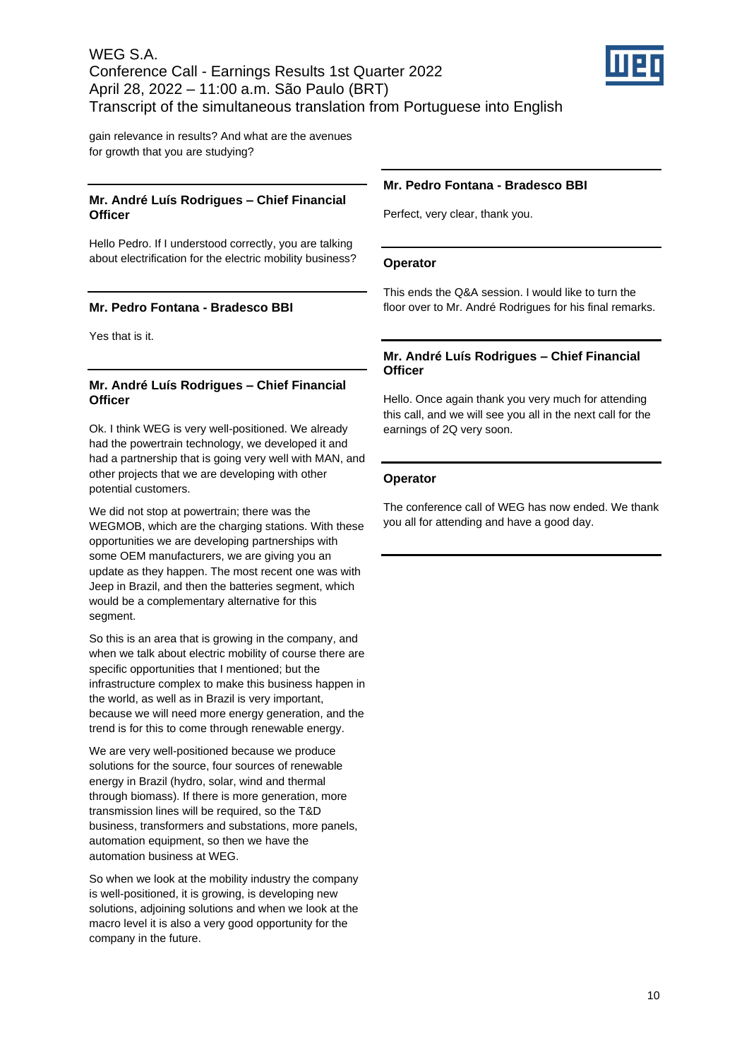gain relevance in results? And what are the avenues for growth that you are studying?

**Mr. André Luís Rodrigues – Chief Financial Officer**

Hello Pedro. If I understood correctly, you are talking about electrification for the electric mobility business?

**Mr. Pedro Fontana - Bradesco BBI**

Yes that is it.

**Mr. André Luís Rodrigues – Chief Financial Officer**

Ok. I think WEG is very well-positioned. We already had the powertrain technology, we developed it and had a partnership that is going very well with MAN, and other projects that we are developing with other potential customers.

We did not stop at powertrain; there was the WEGMOB, which are the charging stations. With these opportunities we are developing partnerships with some OEM manufacturers, we are giving you an update as they happen. The most recent one was with Jeep in Brazil, and then the batteries segment, which would be a complementary alternative for this segment.

So this is an area that is growing in the company, and when we talk about electric mobility of course there are specific opportunities that I mentioned; but the infrastructure complex to make this business happen in the world, as well as in Brazil is very important, because we will need more energy generation, and the trend is for this to come through renewable energy.

We are very well-positioned because we produce solutions for the source, four sources of renewable energy in Brazil (hydro, solar, wind and thermal through biomass). If there is more generation, more transmission lines will be required, so the T&D business, transformers and substations, more panels, automation equipment, so then we have the automation business at WEG.

So when we look at the mobility industry the company is well-positioned, it is growing, is developing new solutions, adjoining solutions and when we look at the macro level it is also a very good opportunity for the company in the future.

**Mr. Pedro Fontana - Bradesco BBI**

Perfect, very clear, thank you.

**Operator**

This ends the Q&A session. I would like to turn the floor over to Mr. André Rodrigues for his final remarks.

**Mr. André Luís Rodrigues – Chief Financial Officer**

Hello. Once again thank you very much for attending this call, and we will see you all in the next call for the earnings of 2Q very soon.

**Operator**

The conference call of WEG has now ended. We thank you all for attending and have a good day.